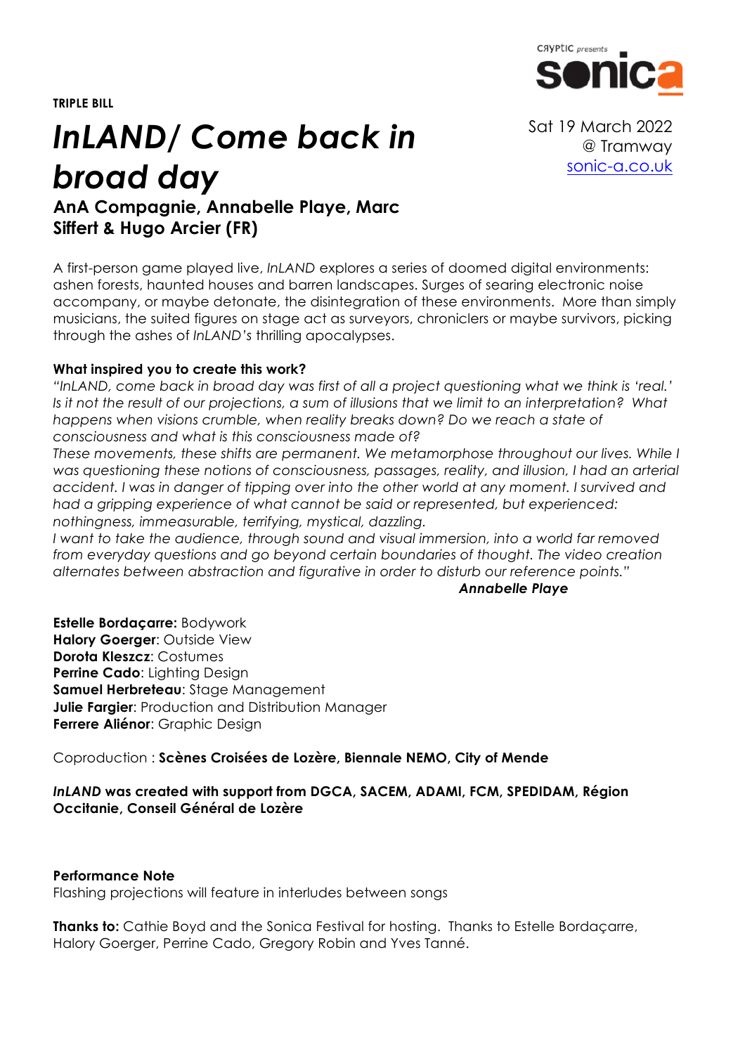CRYPTIC presents **sonica**

Sat 19 March 2022
@ Tramway
sonic-a.co.uk

**TRIPLE BILL**

# *InLAND/ Come back in broad day*

### AnA Compagnie, Annabelle Playe, Marc Siffert & Hugo Arcier (FR)

A first-person game played live, *InLAND* explores a series of doomed digital environments: ashen forests, haunted houses and barren landscapes. Surges of searing electronic noise accompany, or maybe detonate, the disintegration of these environments. More than simply musicians, the suited figures on stage act as surveyors, chroniclers or maybe survivors, picking through the ashes of *InLAND's* thrilling apocalypses.

**What inspired you to create this work?**

*"InLAND, come back in broad day was first of all a project questioning what we think is 'real.' Is it not the result of our projections, a sum of illusions that we limit to an interpretation? What happens when visions crumble, when reality breaks down? Do we reach a state of consciousness and what is this consciousness made of?*

*These movements, these shifts are permanent. We metamorphose throughout our lives. While I was questioning these notions of consciousness, passages, reality, and illusion, I had an arterial accident. I was in danger of tipping over into the other world at any moment. I survived and had a gripping experience of what cannot be said or represented, but experienced: nothingness, immeasurable, terrifying, mystical, dazzling.*

*I want to take the audience, through sound and visual immersion, into a world far removed from everyday questions and go beyond certain boundaries of thought. The video creation alternates between abstraction and figurative in order to disturb our reference points."*

***Annabelle Playe***

**Estelle Bordaçarre:** Bodywork
**Halory Goerger**: Outside View
**Dorota Kleszcz**: Costumes
**Perrine Cado**: Lighting Design
**Samuel Herbreteau**: Stage Management
**Julie Fargier**: Production and Distribution Manager
**Ferrere Aliénor**: Graphic Design

Coproduction : **Scènes Croisées de Lozère, Biennale NEMO, City of Mende**

***InLAND* was created with support from DGCA, SACEM, ADAMI, FCM, SPEDIDAM, Région Occitanie, Conseil Général de Lozère**

**Performance Note**
Flashing projections will feature in interludes between songs

**Thanks to:** Cathie Boyd and the Sonica Festival for hosting. Thanks to Estelle Bordaçarre, Halory Goerger, Perrine Cado, Gregory Robin and Yves Tanné.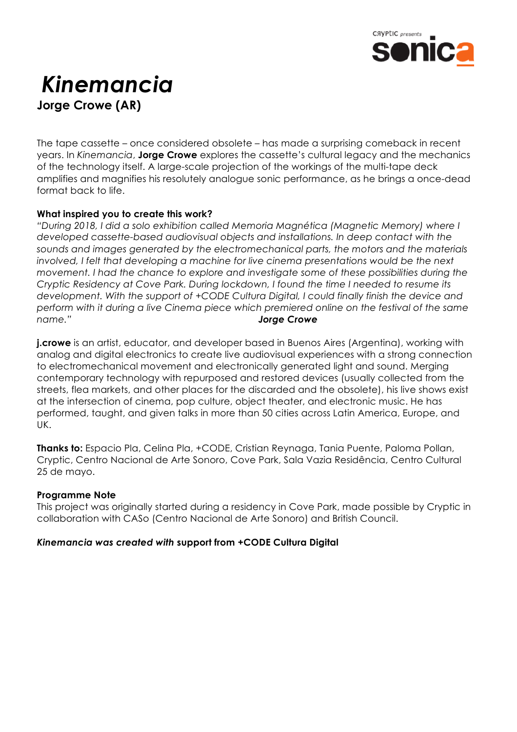# *Kinemancia*

## Jorge Crowe (AR)

The tape cassette – once considered obsolete – has made a surprising comeback in recent years. In *Kinemancia*, **Jorge Crowe** explores the cassette's cultural legacy and the mechanics of the technology itself. A large-scale projection of the workings of the multi-tape deck amplifies and magnifies his resolutely analogue sonic performance, as he brings a once-dead format back to life.

**What inspired you to create this work?**

*"During 2018, I did a solo exhibition called Memoria Magnética (Magnetic Memory) where I developed cassette-based audiovisual objects and installations. In deep contact with the sounds and images generated by the electromechanical parts, the motors and the materials involved, I felt that developing a machine for live cinema presentations would be the next movement. I had the chance to explore and investigate some of these possibilities during the Cryptic Residency at Cove Park. During lockdown, I found the time I needed to resume its development. With the support of +CODE Cultura Digital, I could finally finish the device and perform with it during a live Cinema piece which premiered online on the festival of the same name."* ***Jorge Crowe***

**j.crowe** is an artist, educator, and developer based in Buenos Aires (Argentina), working with analog and digital electronics to create live audiovisual experiences with a strong connection to electromechanical movement and electronically generated light and sound. Merging contemporary technology with repurposed and restored devices (usually collected from the streets, flea markets, and other places for the discarded and the obsolete), his live shows exist at the intersection of cinema, pop culture, object theater, and electronic music. He has performed, taught, and given talks in more than 50 cities across Latin America, Europe, and UK.

**Thanks to:** Espacio Pla, Celina Pla, +CODE, Cristian Reynaga, Tania Puente, Paloma Pollan, Cryptic, Centro Nacional de Arte Sonoro, Cove Park, Sala Vazia Residência, Centro Cultural 25 de mayo.

**Programme Note**

This project was originally started during a residency in Cove Park, made possible by Cryptic in collaboration with CASo (Centro Nacional de Arte Sonoro) and British Council.

***Kinemancia was created with* support from +CODE Cultura Digital**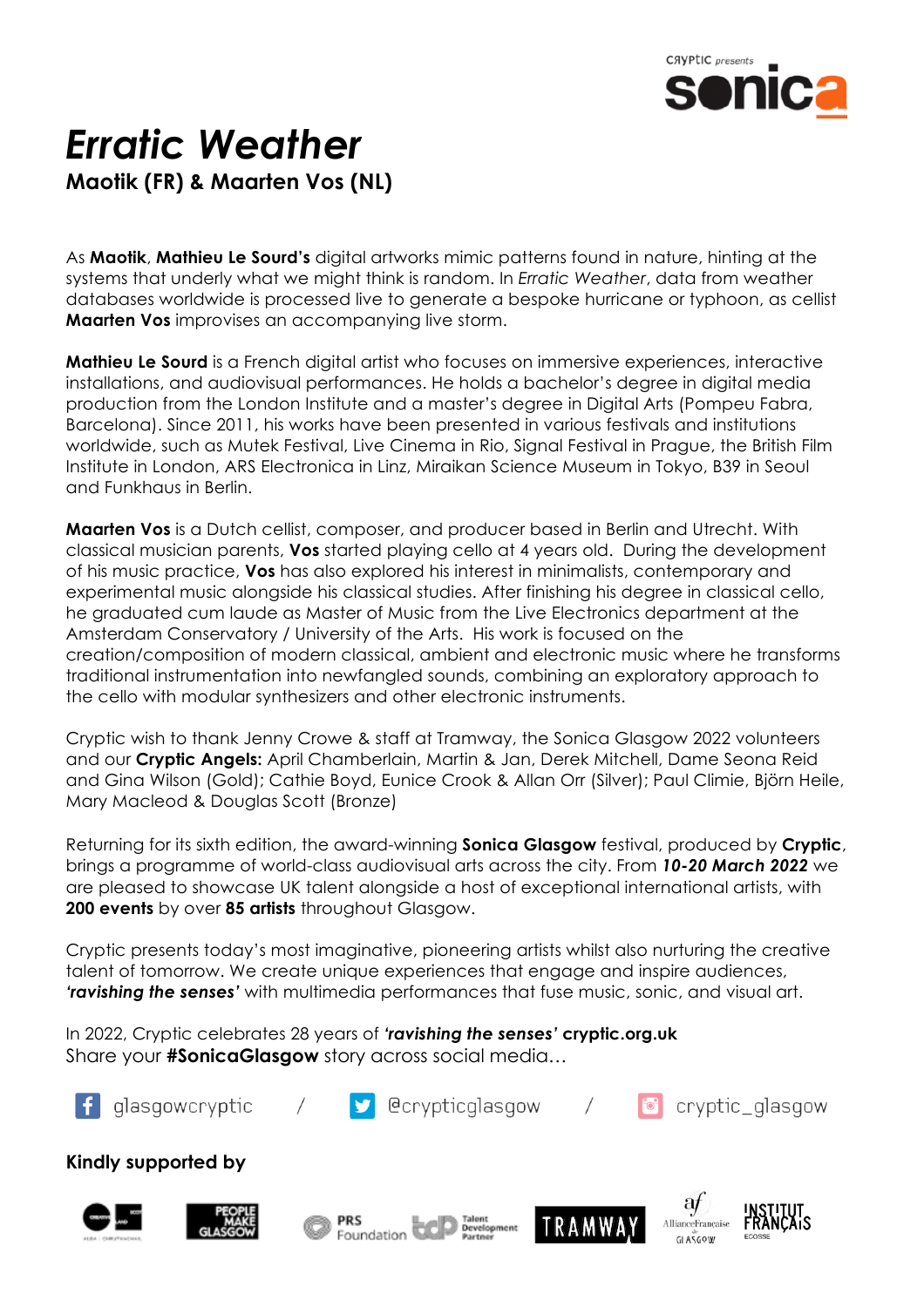# *Erratic Weather*

**Maotik (FR) & Maarten Vos (NL)**

As **Maotik**, **Mathieu Le Sourd's** digital artworks mimic patterns found in nature, hinting at the systems that underly what we might think is random. In *Erratic Weather*, data from weather databases worldwide is processed live to generate a bespoke hurricane or typhoon, as cellist **Maarten Vos** improvises an accompanying live storm.

**Mathieu Le Sourd** is a French digital artist who focuses on immersive experiences, interactive installations, and audiovisual performances. He holds a bachelor's degree in digital media production from the London Institute and a master's degree in Digital Arts (Pompeu Fabra, Barcelona). Since 2011, his works have been presented in various festivals and institutions worldwide, such as Mutek Festival, Live Cinema in Rio, Signal Festival in Prague, the British Film Institute in London, ARS Electronica in Linz, Miraikan Science Museum in Tokyo, B39 in Seoul and Funkhaus in Berlin.

**Maarten Vos** is a Dutch cellist, composer, and producer based in Berlin and Utrecht. With classical musician parents, **Vos** started playing cello at 4 years old. During the development of his music practice, **Vos** has also explored his interest in minimalists, contemporary and experimental music alongside his classical studies. After finishing his degree in classical cello, he graduated cum laude as Master of Music from the Live Electronics department at the Amsterdam Conservatory / University of the Arts. His work is focused on the creation/composition of modern classical, ambient and electronic music where he transforms traditional instrumentation into newfangled sounds, combining an exploratory approach to the cello with modular synthesizers and other electronic instruments.

Cryptic wish to thank Jenny Crowe & staff at Tramway, the Sonica Glasgow 2022 volunteers and our **Cryptic Angels:** April Chamberlain, Martin & Jan, Derek Mitchell, Dame Seona Reid and Gina Wilson (Gold); Cathie Boyd, Eunice Crook & Allan Orr (Silver); Paul Climie, Björn Heile, Mary Macleod & Douglas Scott (Bronze)

Returning for its sixth edition, the award-winning **Sonica Glasgow** festival, produced by **Cryptic**, brings a programme of world-class audiovisual arts across the city. From ***10-20 March 2022*** we are pleased to showcase UK talent alongside a host of exceptional international artists, with **200 events** by over **85 artists** throughout Glasgow.

Cryptic presents today's most imaginative, pioneering artists whilst also nurturing the creative talent of tomorrow. We create unique experiences that engage and inspire audiences, ***'ravishing the senses'*** with multimedia performances that fuse music, sonic, and visual art.

In 2022, Cryptic celebrates 28 years of ***'ravishing the senses'*** **cryptic.org.uk**
Share your **#SonicaGlasgow** story across social media…

glasgowcryptic / @crypticglasgow / cryptic_glasgow

**Kindly supported by**